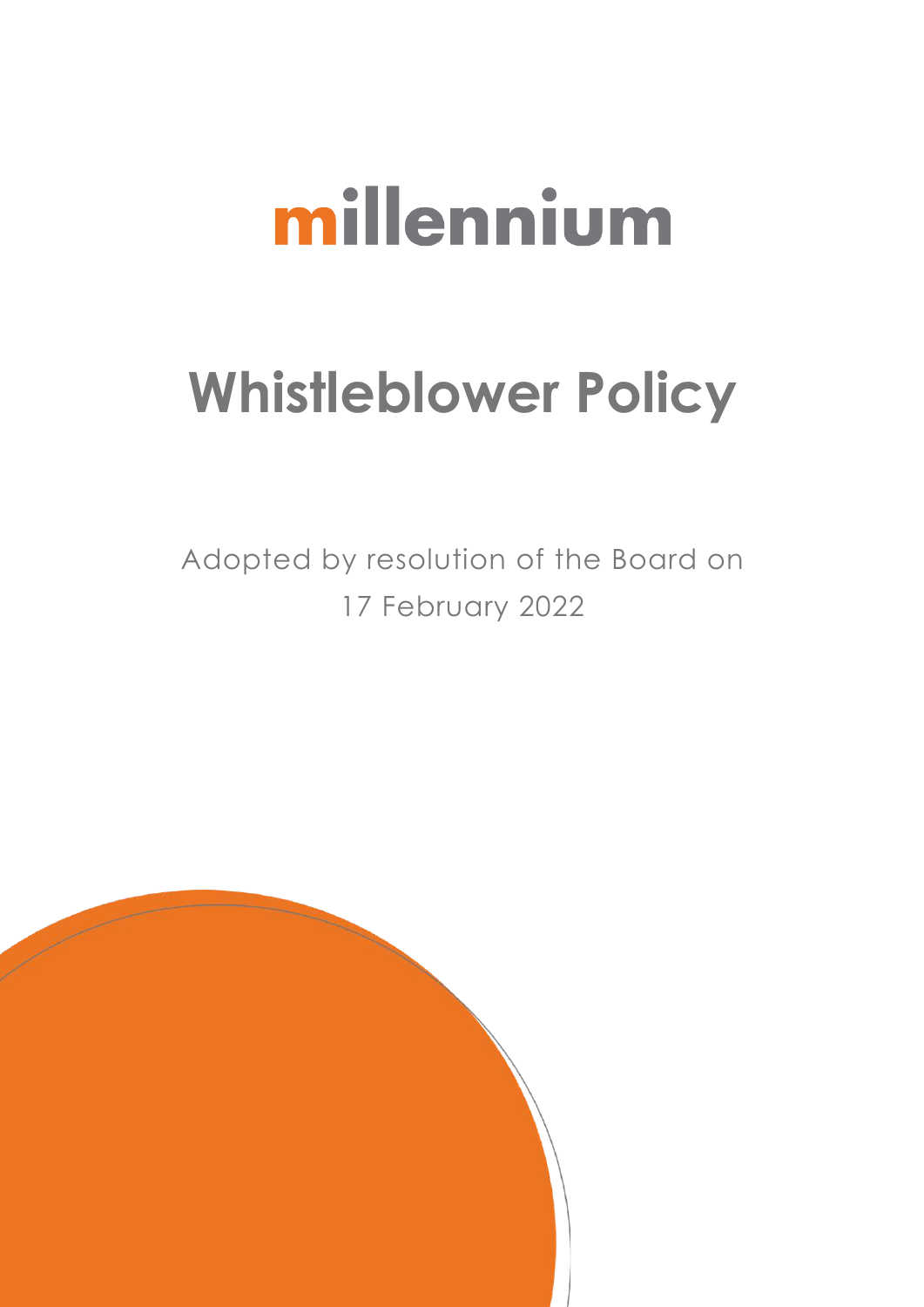# millennium

# Whistleblower Policy

Adopted by resolution of the Board on 17 February 2022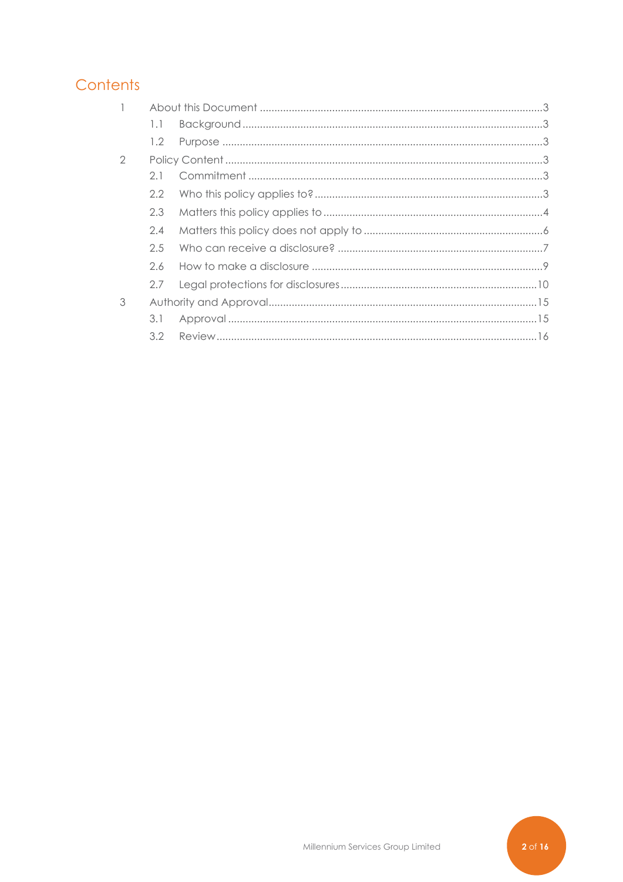# Contents

1 About this Document ........................................................................................3

1.1 Background ........................................................................................3

1.2 Purpose ........................................................................................3

2 Policy Content ........................................................................................3

2.1 Commitment ........................................................................................3

2.2 Who this policy applies to? ........................................................................................3

2.3 Matters this policy applies to ........................................................................................4

2.4 Matters this policy does not apply to ........................................................................................6

2.5 Who can receive a disclosure? ........................................................................................7

2.6 How to make a disclosure ........................................................................................9

2.7 Legal protections for disclosures ........................................................................................10

3 Authority and Approval ........................................................................................15

3.1 Approval ........................................................................................15

3.2 Review ........................................................................................16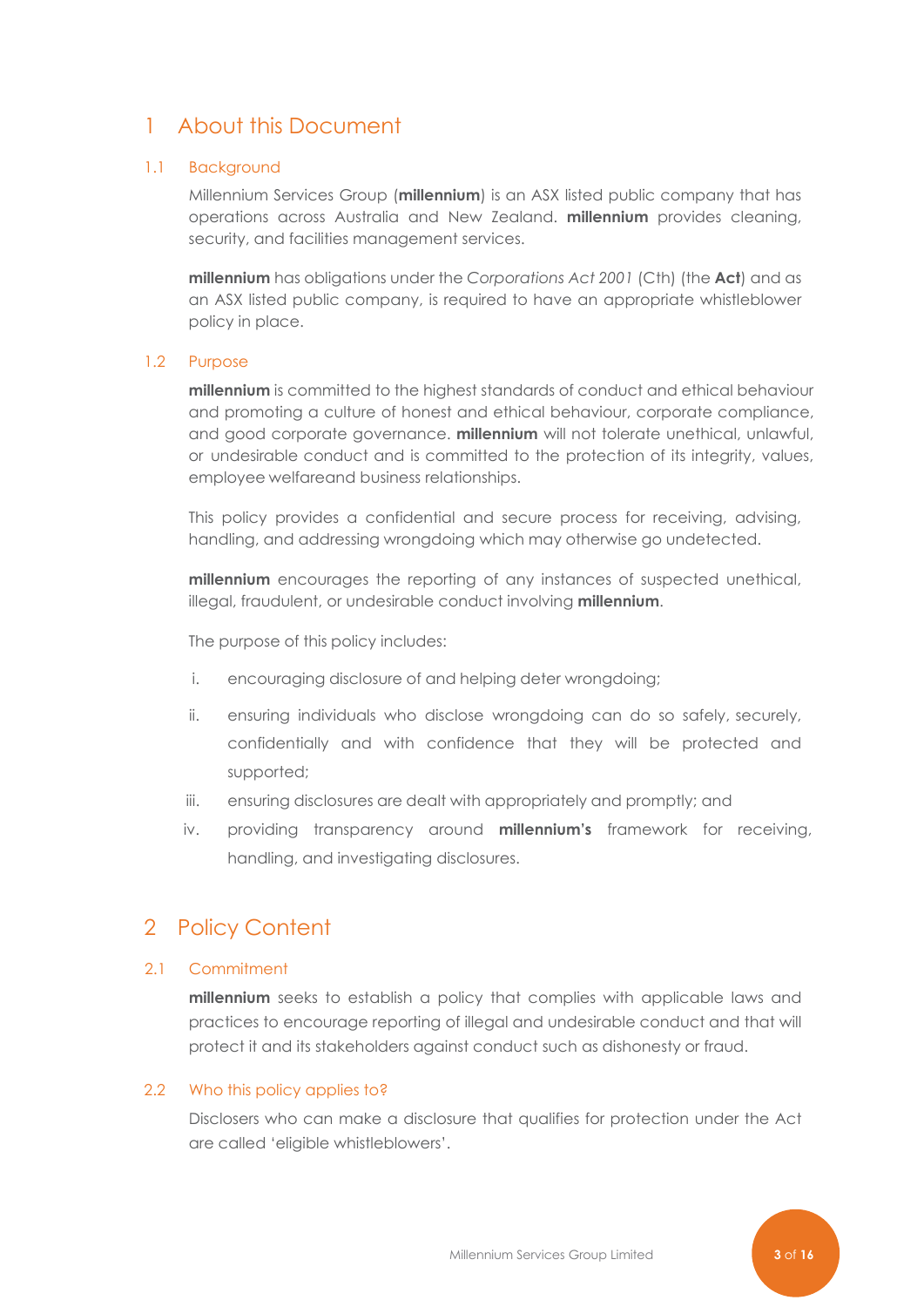# 1 About this Document

## 1.1 Background

Millennium Services Group (**millennium**) is an ASX listed public company that has operations across Australia and New Zealand. **millennium** provides cleaning, security, and facilities management services.

**millennium** has obligations under the *Corporations Act 2001* (Cth) (the **Act**) and as an ASX listed public company, is required to have an appropriate whistleblower policy in place.

## 1.2 Purpose

**millennium** is committed to the highest standards of conduct and ethical behaviour and promoting a culture of honest and ethical behaviour, corporate compliance, and good corporate governance. **millennium** will not tolerate unethical, unlawful, or undesirable conduct and is committed to the protection of its integrity, values, employee welfareand business relationships.

This policy provides a confidential and secure process for receiving, advising, handling, and addressing wrongdoing which may otherwise go undetected.

**millennium** encourages the reporting of any instances of suspected unethical, illegal, fraudulent, or undesirable conduct involving **millennium**.

The purpose of this policy includes:

i. encouraging disclosure of and helping deter wrongdoing;

ii. ensuring individuals who disclose wrongdoing can do so safely, securely, confidentially and with confidence that they will be protected and supported;

iii. ensuring disclosures are dealt with appropriately and promptly; and

iv. providing transparency around **millennium's** framework for receiving, handling, and investigating disclosures.

# 2 Policy Content

## 2.1 Commitment

**millennium** seeks to establish a policy that complies with applicable laws and practices to encourage reporting of illegal and undesirable conduct and that will protect it and its stakeholders against conduct such as dishonesty or fraud.

## 2.2 Who this policy applies to?

Disclosers who can make a disclosure that qualifies for protection under the Act are called 'eligible whistleblowers'.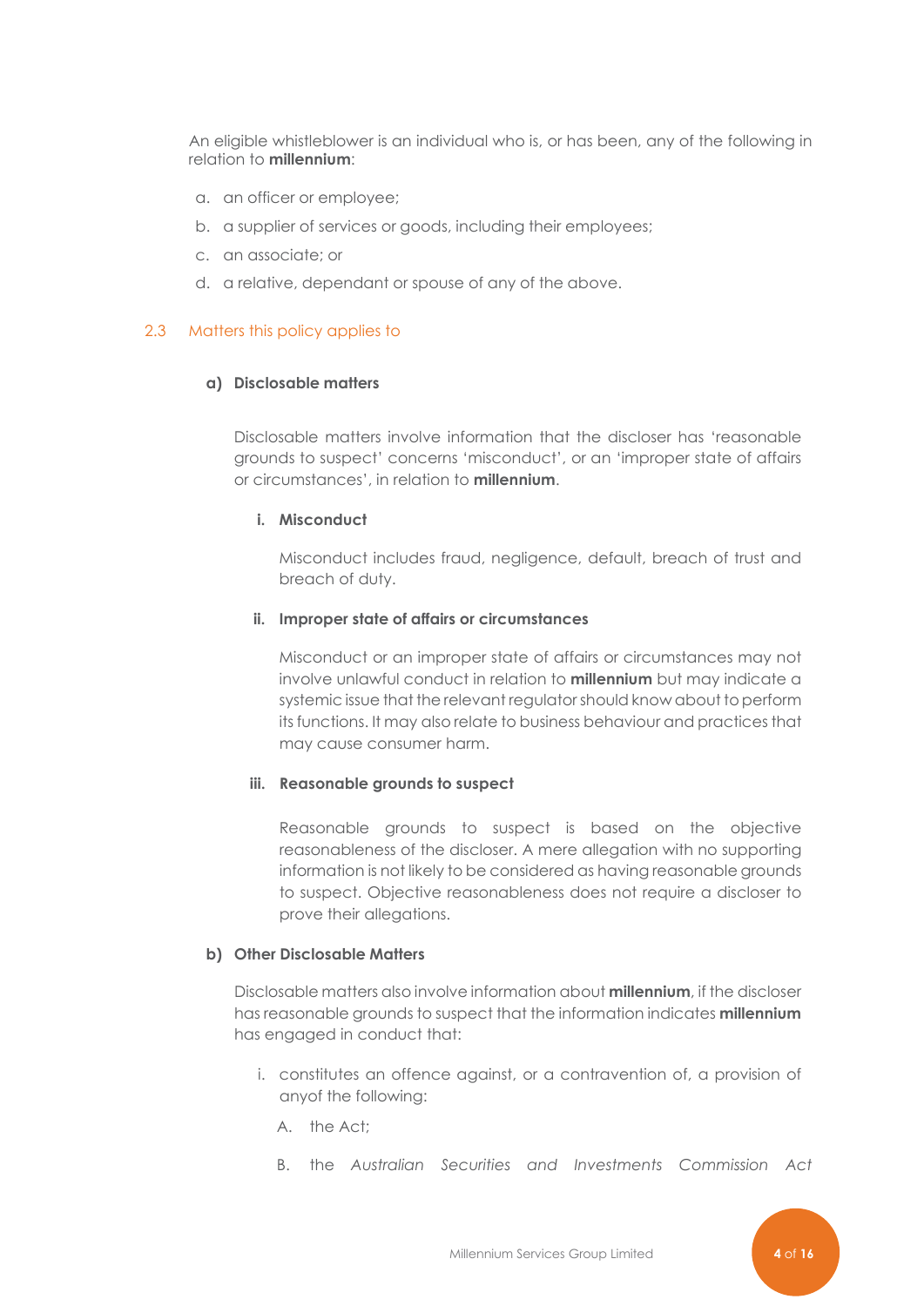An eligible whistleblower is an individual who is, or has been, any of the following in relation to **millennium**:

a. an officer or employee;

b. a supplier of services or goods, including their employees;

c. an associate; or

d. a relative, dependant or spouse of any of the above.

### 2.3 Matters this policy applies to

**a) Disclosable matters**

Disclosable matters involve information that the discloser has 'reasonable grounds to suspect' concerns 'misconduct', or an 'improper state of affairs or circumstances', in relation to **millennium**.

**i. Misconduct**

Misconduct includes fraud, negligence, default, breach of trust and breach of duty.

**ii. Improper state of affairs or circumstances**

Misconduct or an improper state of affairs or circumstances may not involve unlawful conduct in relation to **millennium** but may indicate a systemic issue that the relevant regulator should know about to perform its functions. It may also relate to business behaviour and practices that may cause consumer harm.

**iii. Reasonable grounds to suspect**

Reasonable grounds to suspect is based on the objective reasonableness of the discloser. A mere allegation with no supporting information is not likely to be considered as having reasonable grounds to suspect. Objective reasonableness does not require a discloser to prove their allegations.

**b) Other Disclosable Matters**

Disclosable matters also involve information about **millennium**, if the discloser has reasonable grounds to suspect that the information indicates **millennium** has engaged in conduct that:

i. constitutes an offence against, or a contravention of, a provision of anyof the following:

A. the Act;

B. the *Australian Securities and Investments Commission Act*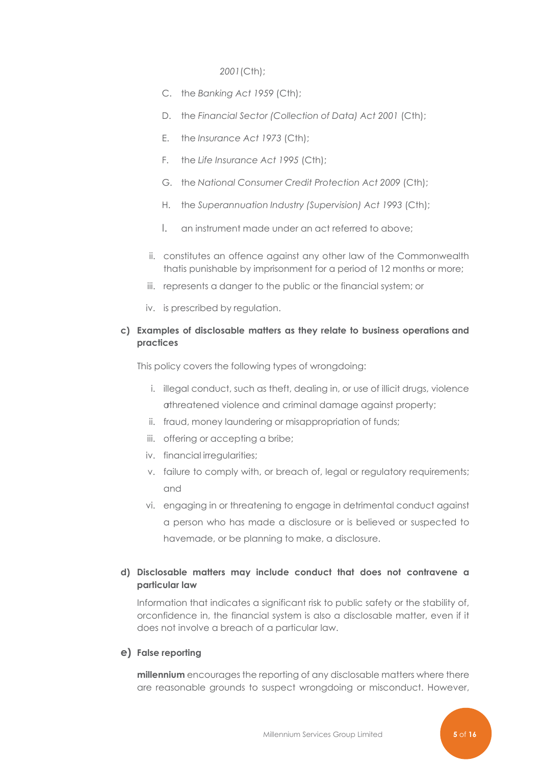*2001* (Cth);

C. the *Banking Act 1959* (Cth);

D. the *Financial Sector (Collection of Data) Act 2001* (Cth);

E. the *Insurance Act 1973* (Cth);

F. the *Life Insurance Act 1995* (Cth);

G. the *National Consumer Credit Protection Act 2009* (Cth);

H. the *Superannuation Industry (Supervision) Act 1993* (Cth);

I. an instrument made under an act referred to above;

ii. constitutes an offence against any other law of the Commonwealth thatis punishable by imprisonment for a period of 12 months or more;

iii. represents a danger to the public or the financial system; or

iv. is prescribed by regulation.

**c) Examples of disclosable matters as they relate to business operations and practices**

This policy covers the following types of wrongdoing:

i. illegal conduct, such as theft, dealing in, or use of illicit drugs, violence orthreatened violence and criminal damage against property;
ii. fraud, money laundering or misappropriation of funds;
iii. offering or accepting a bribe;
iv. financial irregularities;
v. failure to comply with, or breach of, legal or regulatory requirements; and
vi. engaging in or threatening to engage in detrimental conduct against a person who has made a disclosure or is believed or suspected to havemade, or be planning to make, a disclosure.

**d) Disclosable matters may include conduct that does not contravene a particular law**

Information that indicates a significant risk to public safety or the stability of, orconfidence in, the financial system is also a disclosable matter, even if it does not involve a breach of a particular law.

**e) False reporting**

**millennium** encourages the reporting of any disclosable matters where there are reasonable grounds to suspect wrongdoing or misconduct. However,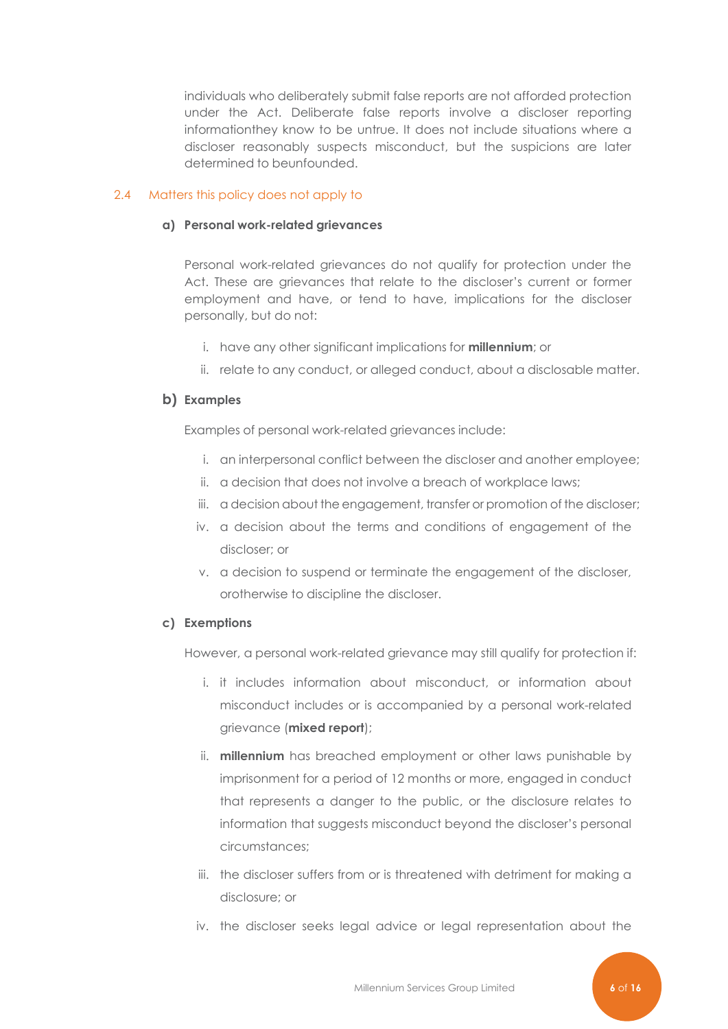individuals who deliberately submit false reports are not afforded protection under the Act. Deliberate false reports involve a discloser reporting informationthey know to be untrue. It does not include situations where a discloser reasonably suspects misconduct, but the suspicions are later determined to beunfounded.

## 2.4 Matters this policy does not apply to

### a) Personal work-related grievances

Personal work-related grievances do not qualify for protection under the Act. These are grievances that relate to the discloser's current or former employment and have, or tend to have, implications for the discloser personally, but do not:

i. have any other significant implications for **millennium**; or

ii. relate to any conduct, or alleged conduct, about a disclosable matter.

### b) Examples

Examples of personal work-related grievances include:

i. an interpersonal conflict between the discloser and another employee;

ii. a decision that does not involve a breach of workplace laws;

iii. a decision about the engagement, transfer or promotion of the discloser;

iv. a decision about the terms and conditions of engagement of the discloser; or

v. a decision to suspend or terminate the engagement of the discloser, orotherwise to discipline the discloser.

### c) Exemptions

However, a personal work-related grievance may still qualify for protection if:

i. it includes information about misconduct, or information about misconduct includes or is accompanied by a personal work-related grievance (**mixed report**);

ii. **millennium** has breached employment or other laws punishable by imprisonment for a period of 12 months or more, engaged in conduct that represents a danger to the public, or the disclosure relates to information that suggests misconduct beyond the discloser's personal circumstances;

iii. the discloser suffers from or is threatened with detriment for making a disclosure; or

iv. the discloser seeks legal advice or legal representation about the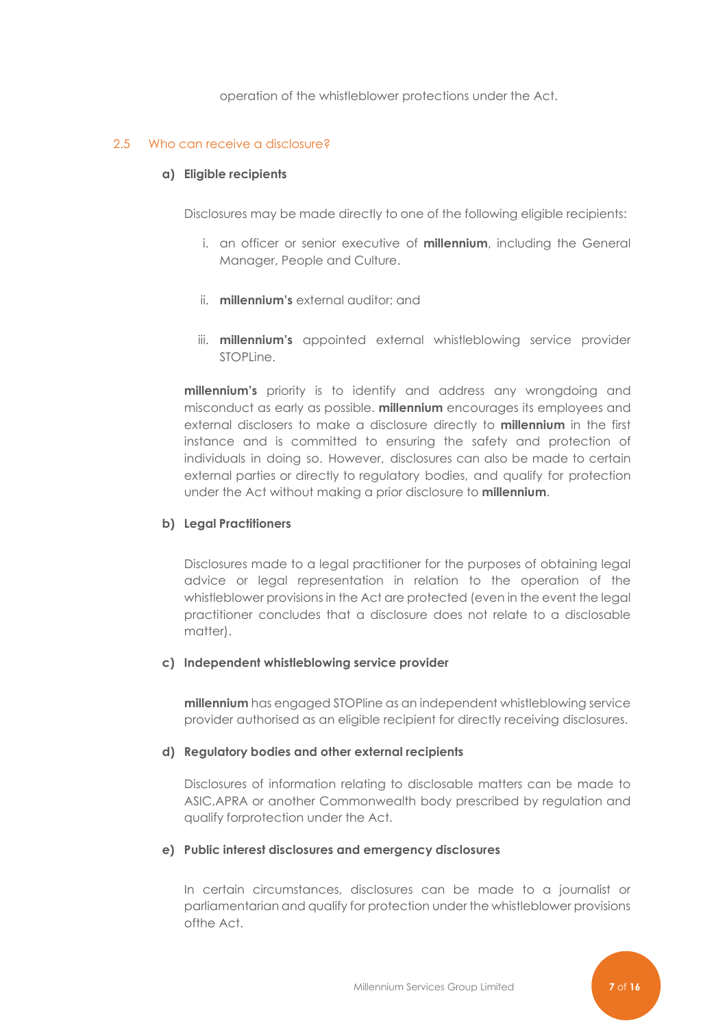operation of the whistleblower protections under the Act.

## 2.5 Who can receive a disclosure?

### a) Eligible recipients

Disclosures may be made directly to one of the following eligible recipients:

i. an officer or senior executive of **millennium**, including the General Manager, People and Culture.

ii. **millennium's** external auditor; and

iii. **millennium's** appointed external whistleblowing service provider STOPLine.

**millennium's** priority is to identify and address any wrongdoing and misconduct as early as possible. **millennium** encourages its employees and external disclosers to make a disclosure directly to **millennium** in the first instance and is committed to ensuring the safety and protection of individuals in doing so. However, disclosures can also be made to certain external parties or directly to regulatory bodies, and qualify for protection under the Act without making a prior disclosure to **millennium**.

### b) Legal Practitioners

Disclosures made to a legal practitioner for the purposes of obtaining legal advice or legal representation in relation to the operation of the whistleblower provisions in the Act are protected (even in the event the legal practitioner concludes that a disclosure does not relate to a disclosable matter).

### c) Independent whistleblowing service provider

**millennium** has engaged STOPline as an independent whistleblowing service provider authorised as an eligible recipient for directly receiving disclosures.

### d) Regulatory bodies and other external recipients

Disclosures of information relating to disclosable matters can be made to ASIC,APRA or another Commonwealth body prescribed by regulation and qualify forprotection under the Act.

### e) Public interest disclosures and emergency disclosures

In certain circumstances, disclosures can be made to a journalist or parliamentarian and qualify for protection under the whistleblower provisions ofthe Act.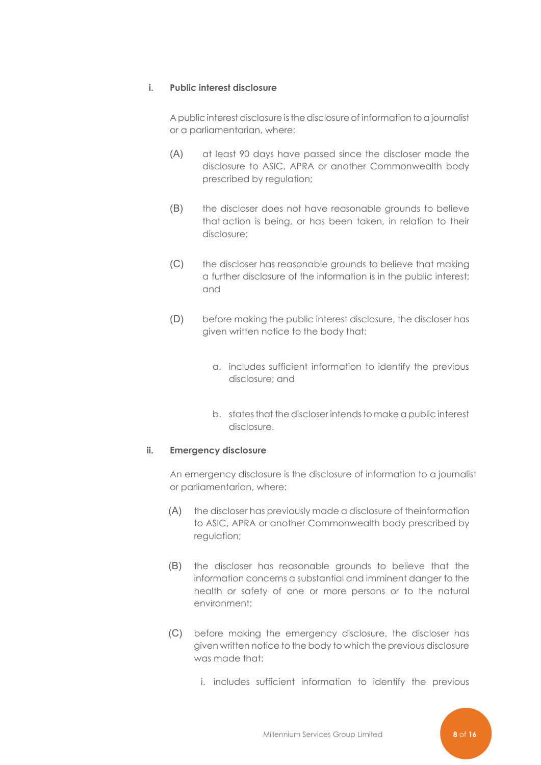i. **Public interest disclosure**

A public interest disclosure is the disclosure of information to a journalist or a parliamentarian, where:

(A) at least 90 days have passed since the discloser made the disclosure to ASIC, APRA or another Commonwealth body prescribed by regulation;

(B) the discloser does not have reasonable grounds to believe that action is being, or has been taken, in relation to their disclosure;

(C) the discloser has reasonable grounds to believe that making a further disclosure of the information is in the public interest; and

(D) before making the public interest disclosure, the discloser has given written notice to the body that:

a. includes sufficient information to identify the previous disclosure; and

b. states that the discloser intends to make a public interest disclosure.

ii. **Emergency disclosure**

An emergency disclosure is the disclosure of information to a journalist or parliamentarian, where:

(A) the discloser has previously made a disclosure of theinformation to ASIC, APRA or another Commonwealth body prescribed by regulation;

(B) the discloser has reasonable grounds to believe that the information concerns a substantial and imminent danger to the health or safety of one or more persons or to the natural environment;

(C) before making the emergency disclosure, the discloser has given written notice to the body to which the previous disclosure was made that:

i. includes sufficient information to identify the previous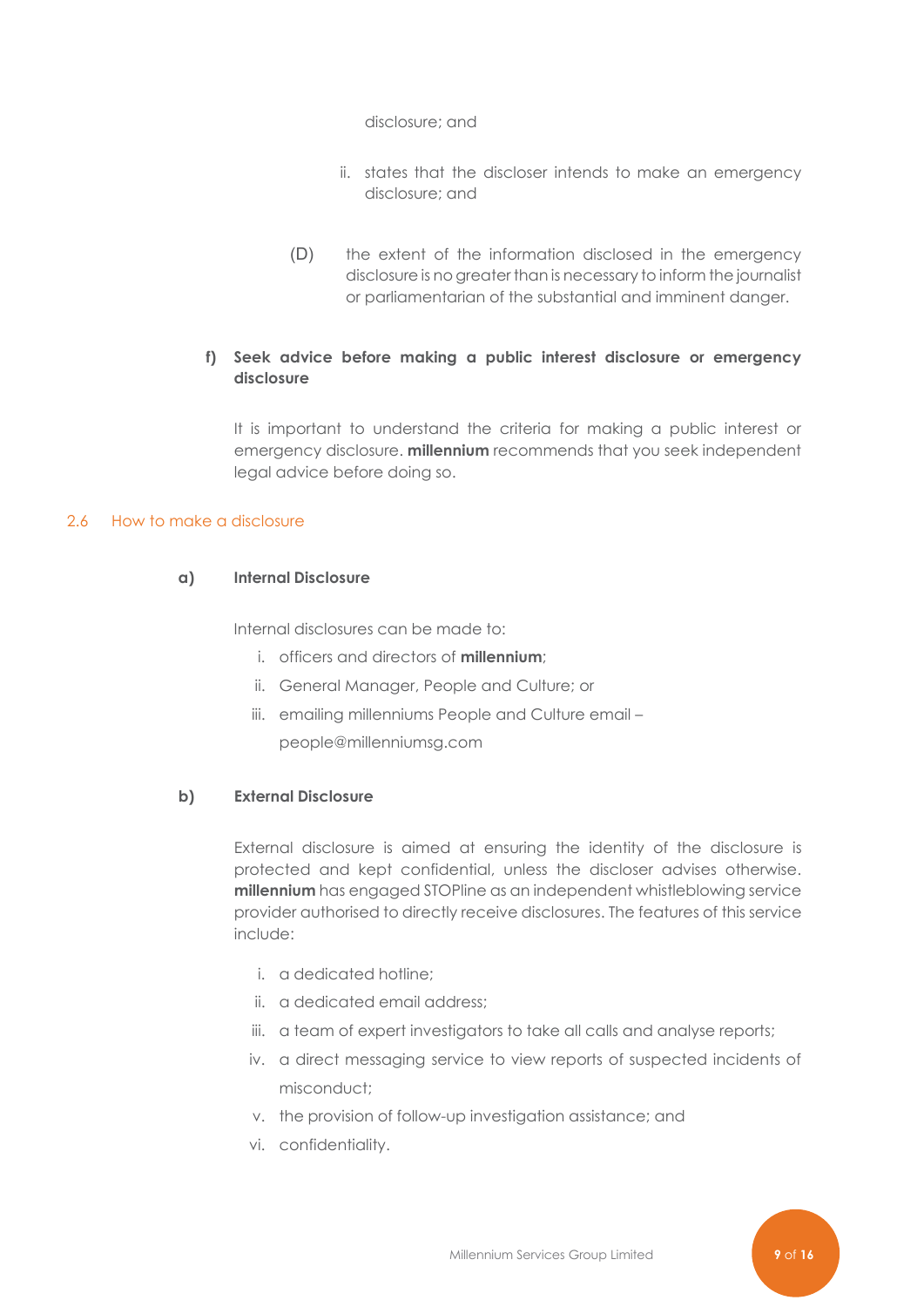disclosure; and

ii. states that the discloser intends to make an emergency disclosure; and

(D) the extent of the information disclosed in the emergency disclosure is no greater than is necessary to inform the journalist or parliamentarian of the substantial and imminent danger.

**f) Seek advice before making a public interest disclosure or emergency disclosure**

It is important to understand the criteria for making a public interest or emergency disclosure. **millennium** recommends that you seek independent legal advice before doing so.

## 2.6 How to make a disclosure

**a) Internal Disclosure**

Internal disclosures can be made to:

i. officers and directors of **millennium**;
ii. General Manager, People and Culture; or
iii. emailing milleniums People and Culture email – people@millenniumsg.com

**b) External Disclosure**

External disclosure is aimed at ensuring the identity of the disclosure is protected and kept confidential, unless the discloser advises otherwise. **millennium** has engaged STOPline as an independent whistleblowing service provider authorised to directly receive disclosures. The features of this service include:

i. a dedicated hotline;
ii. a dedicated email address;
iii. a team of expert investigators to take all calls and analyse reports;
iv. a direct messaging service to view reports of suspected incidents of misconduct;
v. the provision of follow-up investigation assistance; and
vi. confidentiality.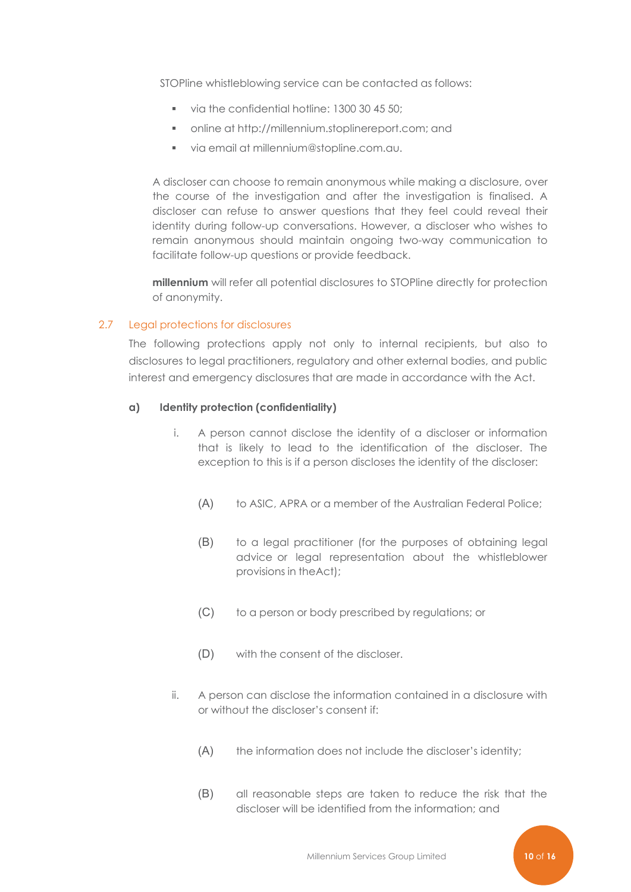STOPline whistleblowing service can be contacted as follows:

- via the confidential hotline: 1300 30 45 50;
- online at http://millennium.stoplinereport.com; and
- via email at millennium@stopline.com.au.

A discloser can choose to remain anonymous while making a disclosure, over the course of the investigation and after the investigation is finalised. A discloser can refuse to answer questions that they feel could reveal their identity during follow-up conversations. However, a discloser who wishes to remain anonymous should maintain ongoing two-way communication to facilitate follow-up questions or provide feedback.

**millennium** will refer all potential disclosures to STOPline directly for protection of anonymity.

### 2.7 Legal protections for disclosures

The following protections apply not only to internal recipients, but also to disclosures to legal practitioners, regulatory and other external bodies, and public interest and emergency disclosures that are made in accordance with the Act.

#### a) Identity protection (confidentiality)

i. A person cannot disclose the identity of a discloser or information that is likely to lead to the identification of the discloser. The exception to this is if a person discloses the identity of the discloser:

   (A) to ASIC, APRA or a member of the Australian Federal Police;

   (B) to a legal practitioner (for the purposes of obtaining legal advice or legal representation about the whistleblower provisions in theAct);

   (C) to a person or body prescribed by regulations; or

   (D) with the consent of the discloser.

ii. A person can disclose the information contained in a disclosure with or without the discloser's consent if:

   (A) the information does not include the discloser's identity;

   (B) all reasonable steps are taken to reduce the risk that the discloser will be identified from the information; and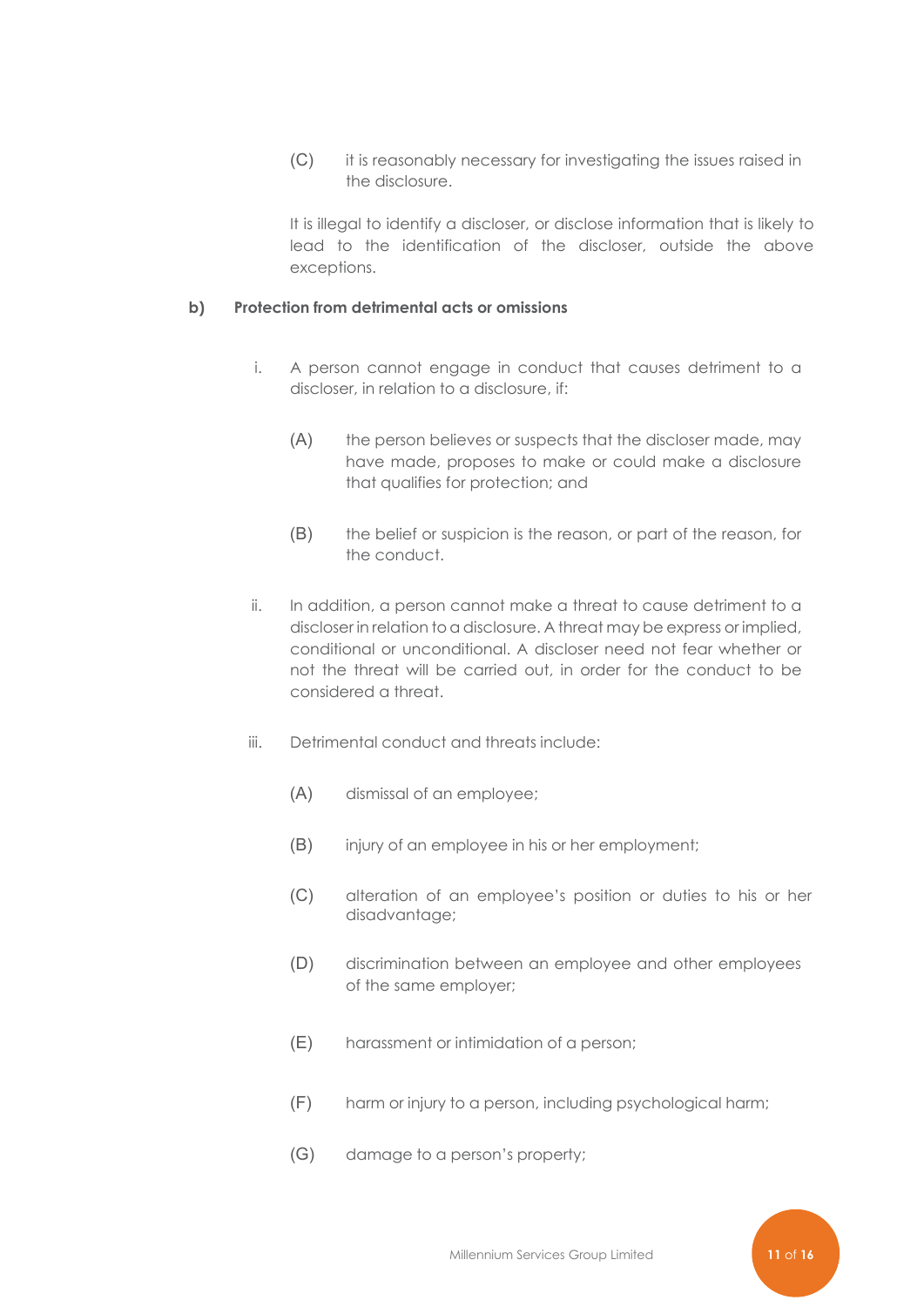(C) it is reasonably necessary for investigating the issues raised in the disclosure.

It is illegal to identify a discloser, or disclose information that is likely to lead to the identification of the discloser, outside the above exceptions.

**b) Protection from detrimental acts or omissions**

i. A person cannot engage in conduct that causes detriment to a discloser, in relation to a disclosure, if:

   (A) the person believes or suspects that the discloser made, may have made, proposes to make or could make a disclosure that qualifies for protection; and

   (B) the belief or suspicion is the reason, or part of the reason, for the conduct.

ii. In addition, a person cannot make a threat to cause detriment to a discloser in relation to a disclosure. A threat may be express or implied, conditional or unconditional. A discloser need not fear whether or not the threat will be carried out, in order for the conduct to be considered a threat.

iii. Detrimental conduct and threats include:

   (A) dismissal of an employee;

   (B) injury of an employee in his or her employment;

   (C) alteration of an employee's position or duties to his or her disadvantage;

   (D) discrimination between an employee and other employees of the same employer;

   (E) harassment or intimidation of a person;

   (F) harm or injury to a person, including psychological harm;

   (G) damage to a person's property;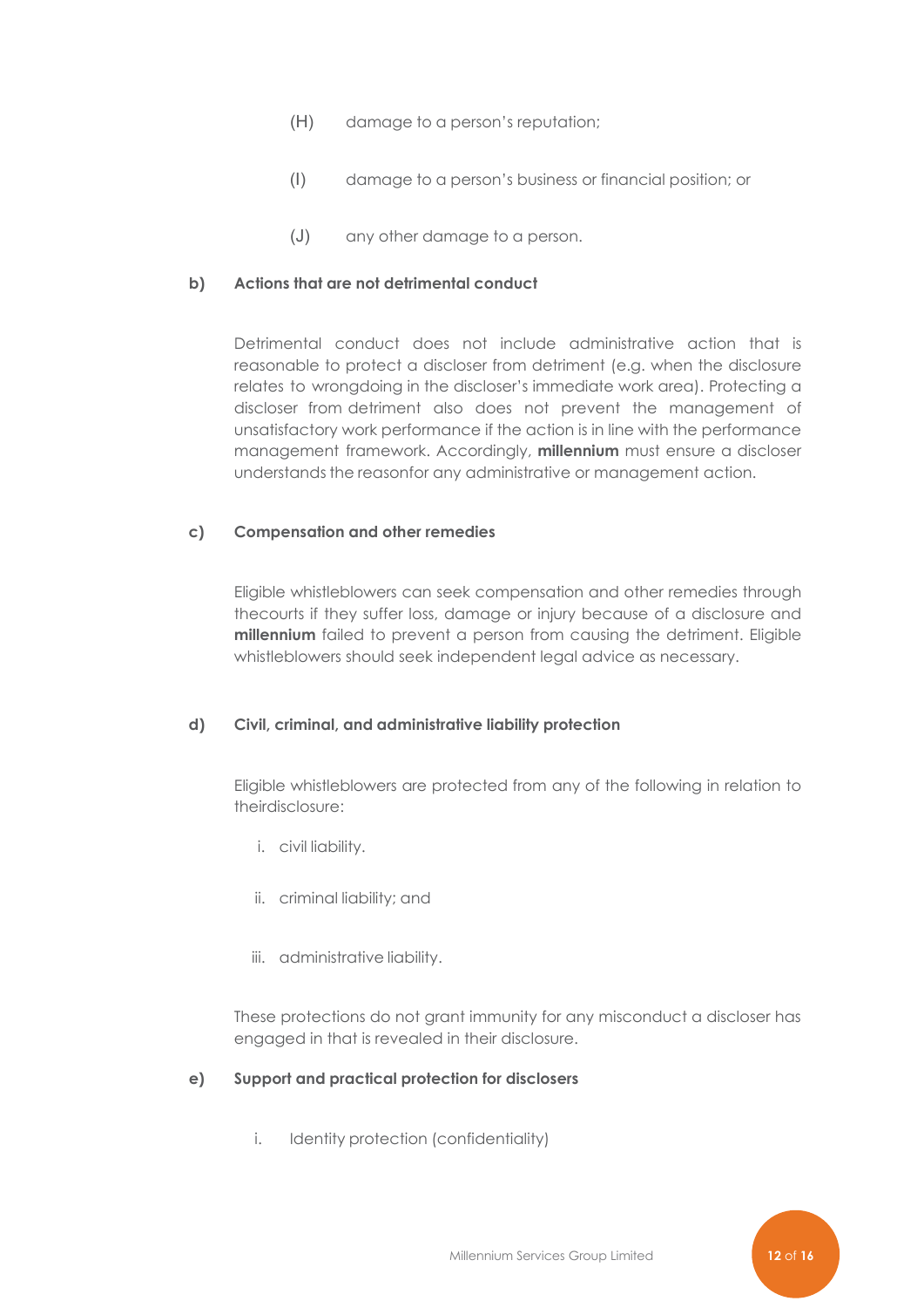(H) damage to a person's reputation;

(I) damage to a person's business or financial position; or

(J) any other damage to a person.

**b) Actions that are not detrimental conduct**

Detrimental conduct does not include administrative action that is reasonable to protect a discloser from detriment (e.g. when the disclosure relates to wrongdoing in the discloser's immediate work area). Protecting a discloser from detriment also does not prevent the management of unsatisfactory work performance if the action is in line with the performance management framework. Accordingly, **millennium** must ensure a discloser understands the reasonfor any administrative or management action.

**c) Compensation and other remedies**

Eligible whistleblowers can seek compensation and other remedies through thecourts if they suffer loss, damage or injury because of a disclosure and **millennium** failed to prevent a person from causing the detriment. Eligible whistleblowers should seek independent legal advice as necessary.

**d) Civil, criminal, and administrative liability protection**

Eligible whistleblowers are protected from any of the following in relation to theirdisclosure:

i. civil liability.

ii. criminal liability; and

iii. administrative liability.

These protections do not grant immunity for any misconduct a discloser has engaged in that is revealed in their disclosure.

**e) Support and practical protection for disclosers**

i. Identity protection (confidentiality)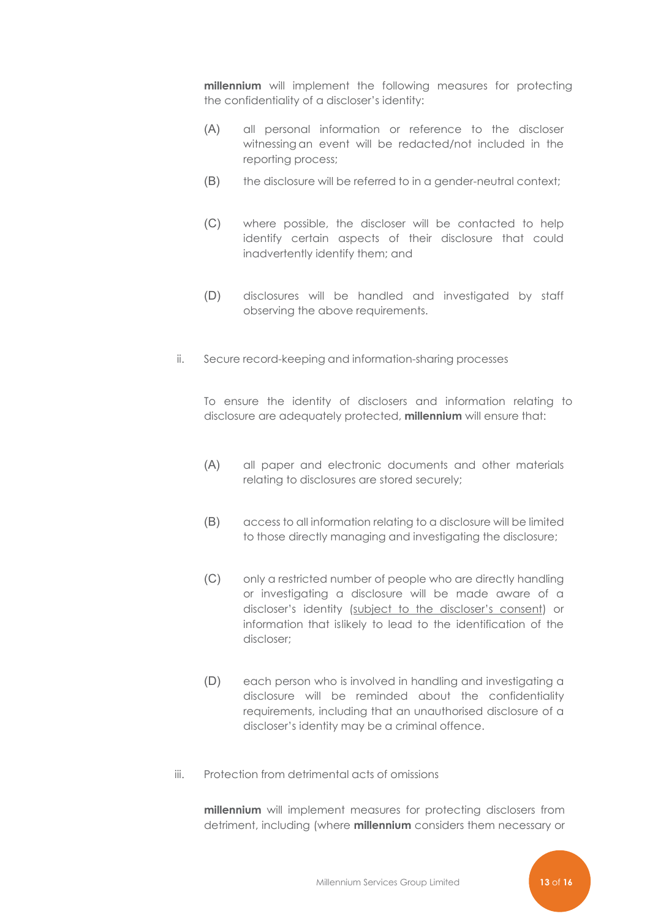**millennium** will implement the following measures for protecting the confidentiality of a discloser's identity:

(A) all personal information or reference to the discloser witnessing an event will be redacted/not included in the reporting process;

(B) the disclosure will be referred to in a gender-neutral context;

(C) where possible, the discloser will be contacted to help identify certain aspects of their disclosure that could inadvertently identify them; and

(D) disclosures will be handled and investigated by staff observing the above requirements.

ii. Secure record-keeping and information-sharing processes

To ensure the identity of disclosers and information relating to disclosure are adequately protected, **millennium** will ensure that:

(A) all paper and electronic documents and other materials relating to disclosures are stored securely;

(B) access to all information relating to a disclosure will be limited to those directly managing and investigating the disclosure;

(C) only a restricted number of people who are directly handling or investigating a disclosure will be made aware of a discloser's identity (<u>subject to the discloser's consent</u>) or information that islikely to lead to the identification of the discloser;

(D) each person who is involved in handling and investigating a disclosure will be reminded about the confidentiality requirements, including that an unauthorised disclosure of a discloser's identity may be a criminal offence.

iii. Protection from detrimental acts of omissions

**millennium** will implement measures for protecting disclosers from detriment, including (where **millennium** considers them necessary or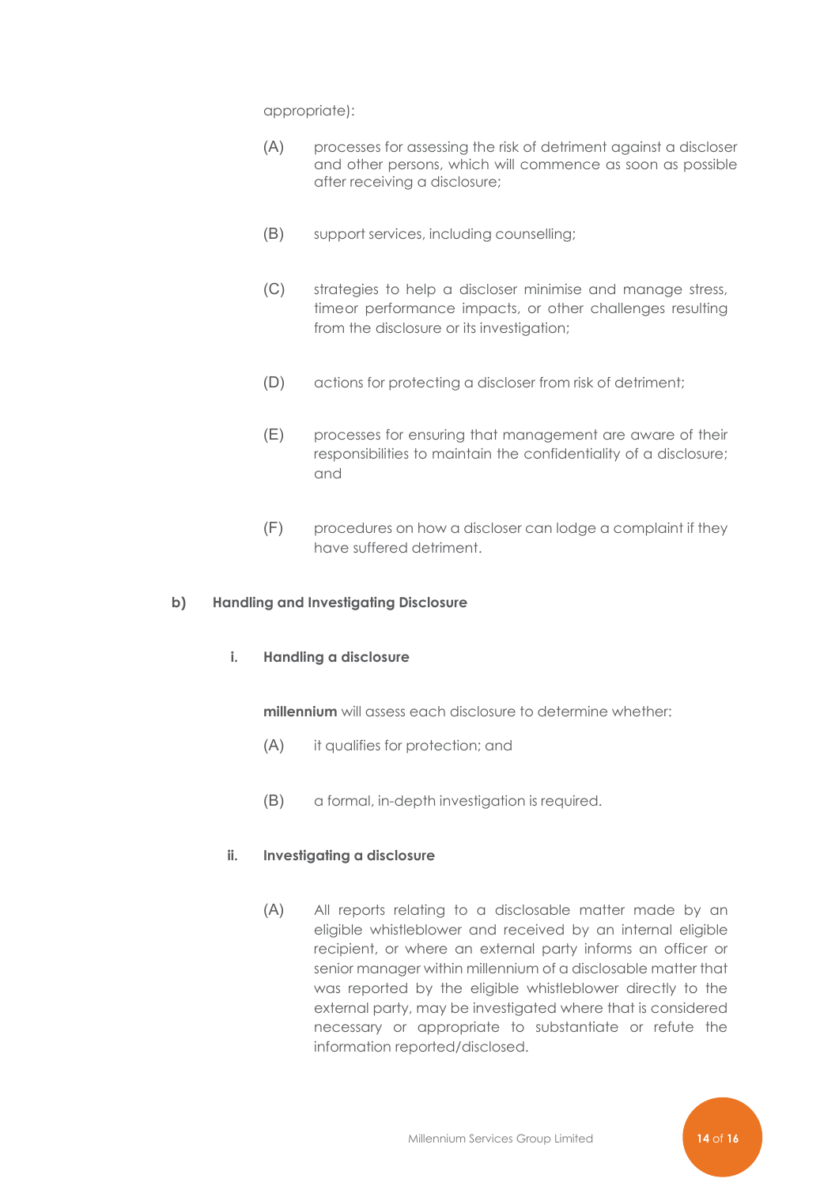appropriate):

(A) processes for assessing the risk of detriment against a discloser and other persons, which will commence as soon as possible after receiving a disclosure;

(B) support services, including counselling;

(C) strategies to help a discloser minimise and manage stress, timeor performance impacts, or other challenges resulting from the disclosure or its investigation;

(D) actions for protecting a discloser from risk of detriment;

(E) processes for ensuring that management are aware of their responsibilities to maintain the confidentiality of a disclosure; and

(F) procedures on how a discloser can lodge a complaint if they have suffered detriment.

**b) Handling and Investigating Disclosure**

**i. Handling a disclosure**

**millennium** will assess each disclosure to determine whether:

(A) it qualifies for protection; and

(B) a formal, in-depth investigation is required.

**ii. Investigating a disclosure**

(A) All reports relating to a disclosable matter made by an eligible whistleblower and received by an internal eligible recipient, or where an external party informs an officer or senior manager within millennium of a disclosable matter that was reported by the eligible whistleblower directly to the external party, may be investigated where that is considered necessary or appropriate to substantiate or refute the information reported/disclosed.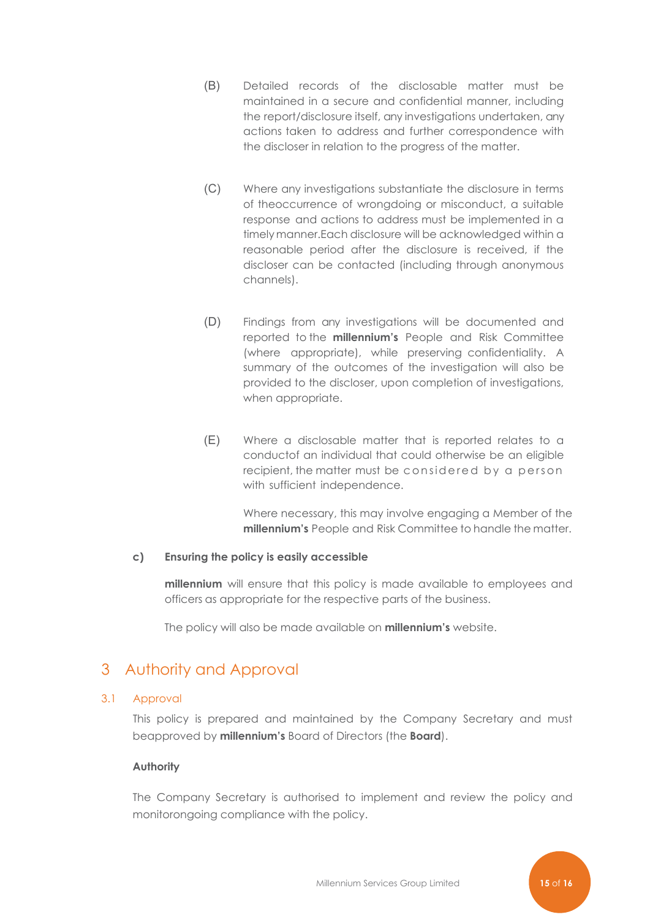(B) Detailed records of the disclosable matter must be maintained in a secure and confidential manner, including the report/disclosure itself, any investigations undertaken, any actions taken to address and further correspondence with the discloser in relation to the progress of the matter.

(C) Where any investigations substantiate the disclosure in terms of theoccurrence of wrongdoing or misconduct, a suitable response and actions to address must be implemented in a timely manner.Each disclosure will be acknowledged within a reasonable period after the disclosure is received, if the discloser can be contacted (including through anonymous channels).

(D) Findings from any investigations will be documented and reported to the **millennium's** People and Risk Committee (where appropriate), while preserving confidentiality. A summary of the outcomes of the investigation will also be provided to the discloser, upon completion of investigations, when appropriate.

(E) Where a disclosable matter that is reported relates to a conductof an individual that could otherwise be an eligible recipient, the matter must be considered by a person with sufficient independence.

Where necessary, this may involve engaging a Member of the **millennium's** People and Risk Committee to handle the matter.

**c) Ensuring the policy is easily accessible**

**millennium** will ensure that this policy is made available to employees and officers as appropriate for the respective parts of the business.

The policy will also be made available on **millennium's** website.

# 3 Authority and Approval

## 3.1 Approval

This policy is prepared and maintained by the Company Secretary and must beapproved by **millennium's** Board of Directors (the **Board**).

**Authority**

The Company Secretary is authorised to implement and review the policy and monitorongoing compliance with the policy.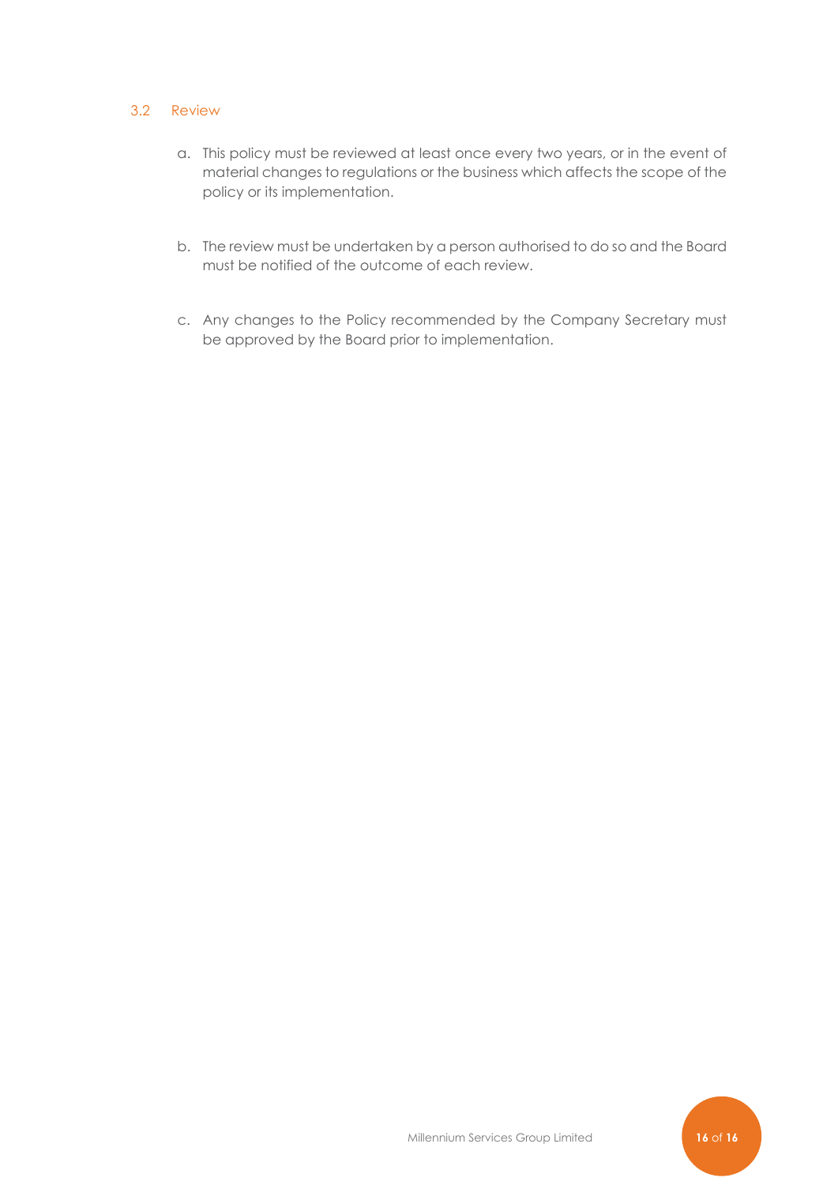### 3.2 Review

a. This policy must be reviewed at least once every two years, or in the event of material changes to regulations or the business which affects the scope of the policy or its implementation.

b. The review must be undertaken by a person authorised to do so and the Board must be notified of the outcome of each review.

c. Any changes to the Policy recommended by the Company Secretary must be approved by the Board prior to implementation.